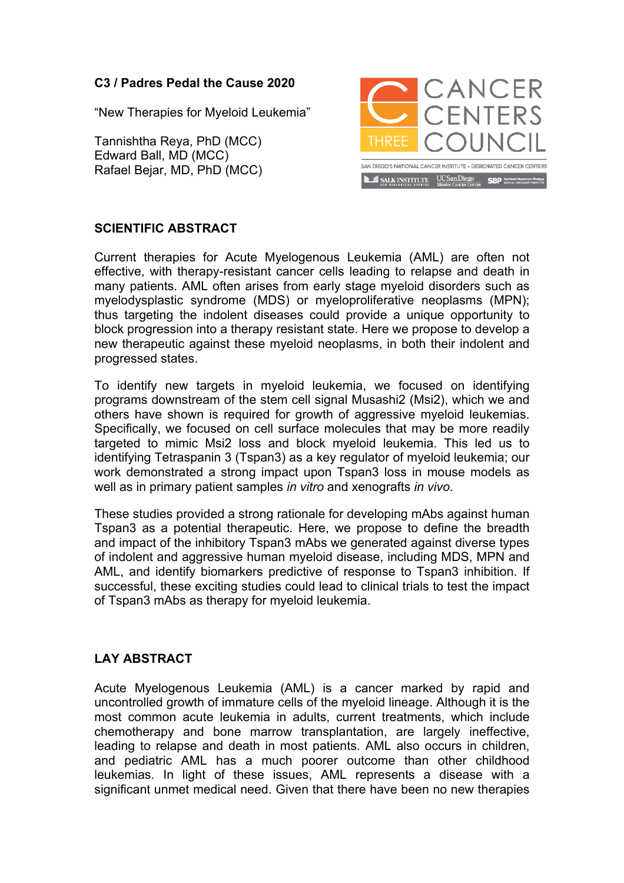**C3 / Padres Pedal the Cause 2020**

"New Therapies for Myeloid Leukemia"

Tannishtha Reya, PhD (MCC)
Edward Ball, MD (MCC)
Rafael Bejar, MD, PhD (MCC)

CANCER CENTERS COUNCIL
THREE
SAN DIEGO'S NATIONAL CANCER INSTITUTE – DESIGNATED CANCER CENTERS
SALK INSTITUTE FOR BIOLOGICAL STUDIES | UC San Diego Moores Cancer Center | SBP Sanford Burnham Prebys Medical Discovery Institute

## SCIENTIFIC ABSTRACT

Current therapies for Acute Myelogenous Leukemia (AML) are often not effective, with therapy-resistant cancer cells leading to relapse and death in many patients. AML often arises from early stage myeloid disorders such as myelodysplastic syndrome (MDS) or myeloproliferative neoplasms (MPN); thus targeting the indolent diseases could provide a unique opportunity to block progression into a therapy resistant state. Here we propose to develop a new therapeutic against these myeloid neoplasms, in both their indolent and progressed states.

To identify new targets in myeloid leukemia, we focused on identifying programs downstream of the stem cell signal Musashi2 (Msi2), which we and others have shown is required for growth of aggressive myeloid leukemias. Specifically, we focused on cell surface molecules that may be more readily targeted to mimic Msi2 loss and block myeloid leukemia. This led us to identifying Tetraspanin 3 (Tspan3) as a key regulator of myeloid leukemia; our work demonstrated a strong impact upon Tspan3 loss in mouse models as well as in primary patient samples *in vitro* and xenografts *in vivo*.

These studies provided a strong rationale for developing mAbs against human Tspan3 as a potential therapeutic. Here, we propose to define the breadth and impact of the inhibitory Tspan3 mAbs we generated against diverse types of indolent and aggressive human myeloid disease, including MDS, MPN and AML, and identify biomarkers predictive of response to Tspan3 inhibition. If successful, these exciting studies could lead to clinical trials to test the impact of Tspan3 mAbs as therapy for myeloid leukemia.

## LAY ABSTRACT

Acute Myelogenous Leukemia (AML) is a cancer marked by rapid and uncontrolled growth of immature cells of the myeloid lineage. Although it is the most common acute leukemia in adults, current treatments, which include chemotherapy and bone marrow transplantation, are largely ineffective, leading to relapse and death in most patients. AML also occurs in children, and pediatric AML has a much poorer outcome than other childhood leukemias. In light of these issues, AML represents a disease with a significant unmet medical need. Given that there have been no new therapies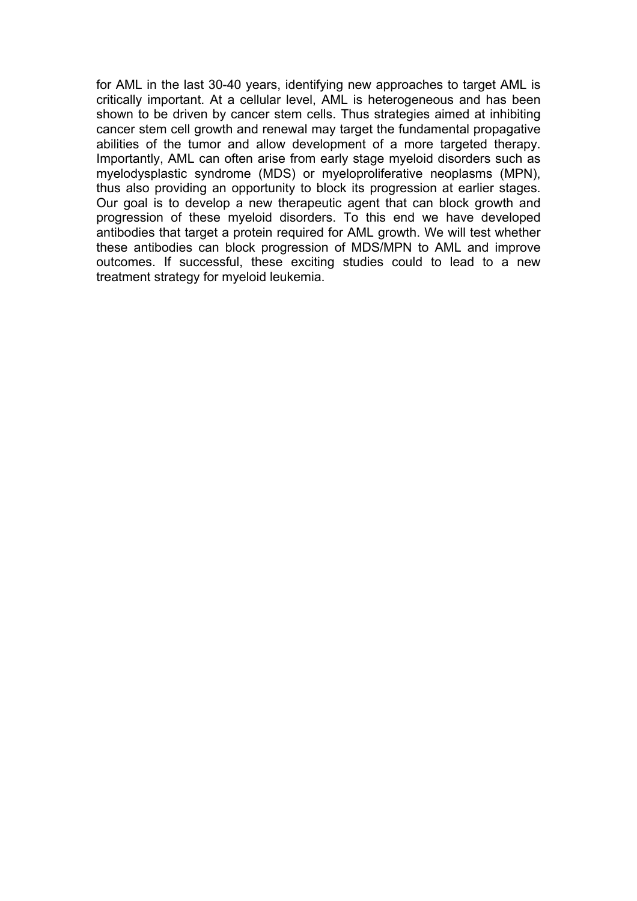for AML in the last 30-40 years, identifying new approaches to target AML is critically important. At a cellular level, AML is heterogeneous and has been shown to be driven by cancer stem cells. Thus strategies aimed at inhibiting cancer stem cell growth and renewal may target the fundamental propagative abilities of the tumor and allow development of a more targeted therapy. Importantly, AML can often arise from early stage myeloid disorders such as myelodysplastic syndrome (MDS) or myeloproliferative neoplasms (MPN), thus also providing an opportunity to block its progression at earlier stages. Our goal is to develop a new therapeutic agent that can block growth and progression of these myeloid disorders. To this end we have developed antibodies that target a protein required for AML growth. We will test whether these antibodies can block progression of MDS/MPN to AML and improve outcomes. If successful, these exciting studies could to lead to a new treatment strategy for myeloid leukemia.